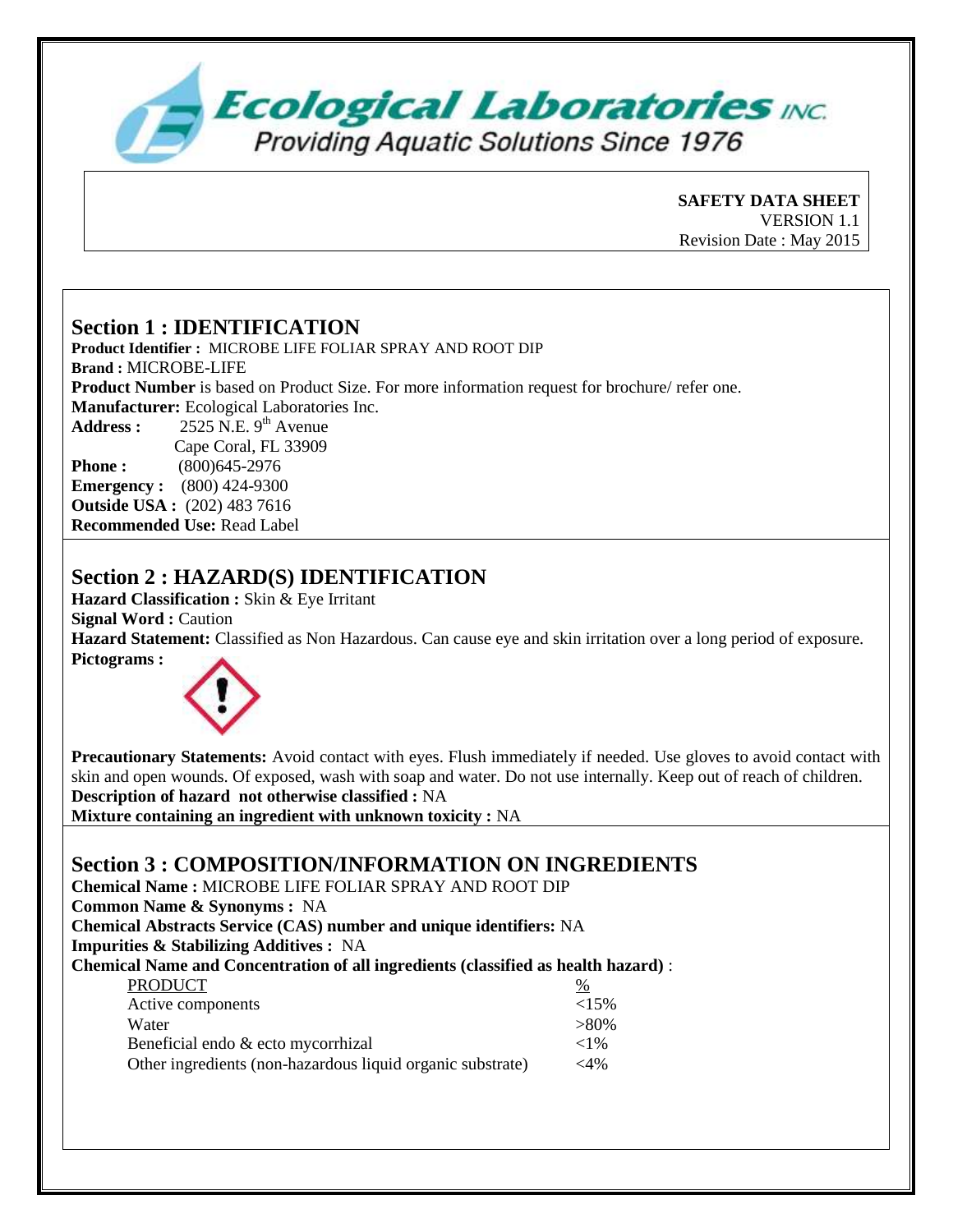Ecological Laboratories INC.
Providing Aquatic Solutions Since 1976

**SAFETY DATA SHEET**
VERSION 1.1
Revision Date : May 2015

## Section 1 : IDENTIFICATION

**Product Identifier :** MICROBE LIFE FOLIAR SPRAY AND ROOT DIP
**Brand :** MICROBE-LIFE
**Product Number** is based on Product Size. For more information request for brochure/ refer one.
**Manufacturer:** Ecological Laboratories Inc.
**Address :** 2525 N.E. 9th Avenue
Cape Coral, FL 33909
**Phone :** (800)645-2976
**Emergency :** (800) 424-9300
**Outside USA :** (202) 483 7616
**Recommended Use:** Read Label

## Section 2 : HAZARD(S) IDENTIFICATION

**Hazard Classification :** Skin & Eye Irritant
**Signal Word :** Caution
**Hazard Statement:** Classified as Non Hazardous. Can cause eye and skin irritation over a long period of exposure.
**Pictograms :**

**Precautionary Statements:** Avoid contact with eyes. Flush immediately if needed. Use gloves to avoid contact with skin and open wounds. Of exposed, wash with soap and water. Do not use internally. Keep out of reach of children.
**Description of hazard not otherwise classified :** NA
**Mixture containing an ingredient with unknown toxicity :** NA

## Section 3 : COMPOSITION/INFORMATION ON INGREDIENTS

**Chemical Name :** MICROBE LIFE FOLIAR SPRAY AND ROOT DIP
**Common Name & Synonyms :** NA
**Chemical Abstracts Service (CAS) number and unique identifiers:** NA
**Impurities & Stabilizing Additives :** NA
**Chemical Name and Concentration of all ingredients (classified as health hazard)** :

| PRODUCT | % |
|---|---|
| Active components | <15% |
| Water | >80% |
| Beneficial endo & ecto mycorrhizal | <1% |
| Other ingredients (non-hazardous liquid organic substrate) | <4% |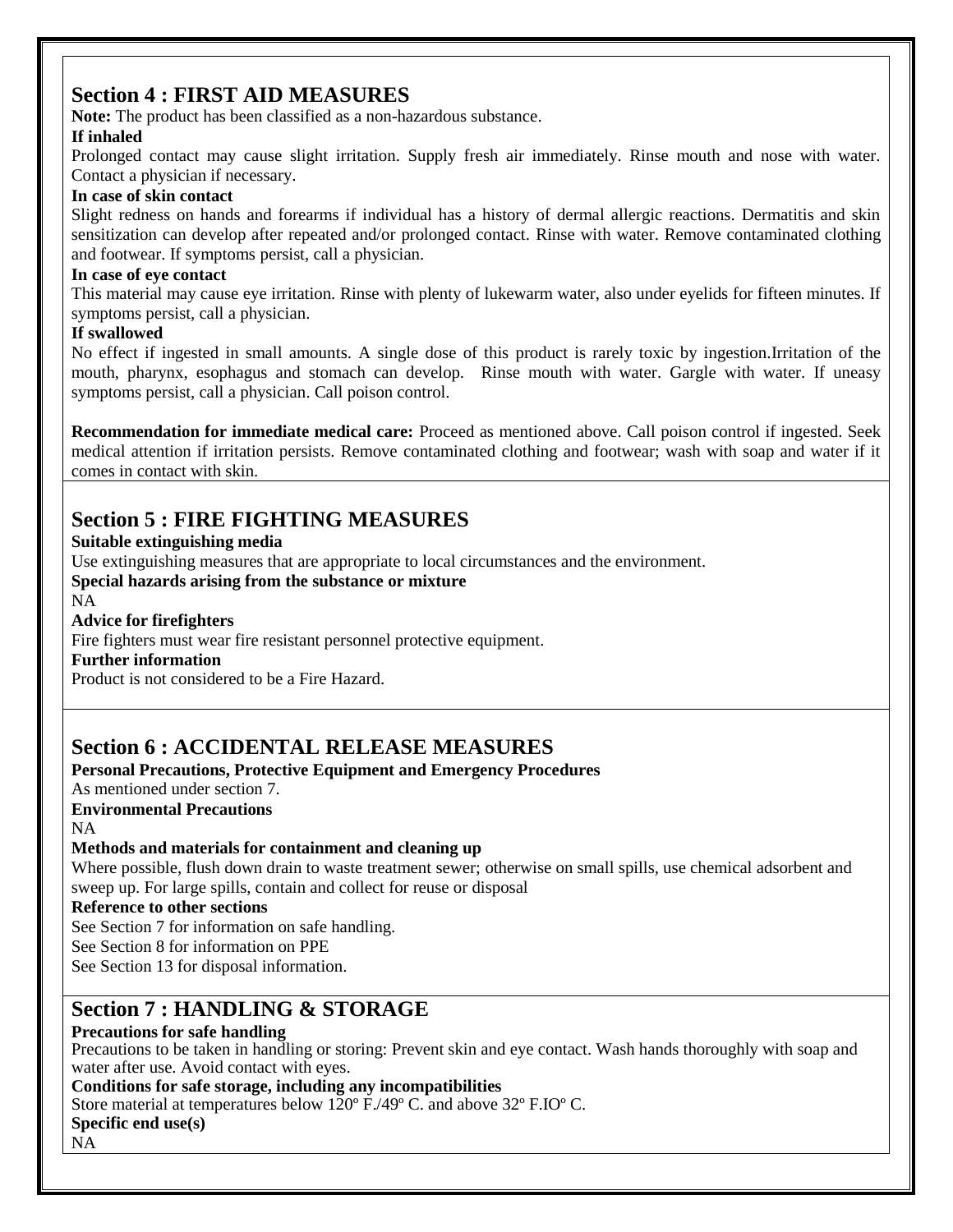## Section 4 : FIRST AID MEASURES

**Note:** The product has been classified as a non-hazardous substance.

**If inhaled**

Prolonged contact may cause slight irritation. Supply fresh air immediately. Rinse mouth and nose with water. Contact a physician if necessary.

**In case of skin contact**

Slight redness on hands and forearms if individual has a history of dermal allergic reactions. Dermatitis and skin sensitization can develop after repeated and/or prolonged contact. Rinse with water. Remove contaminated clothing and footwear. If symptoms persist, call a physician.

**In case of eye contact**

This material may cause eye irritation. Rinse with plenty of lukewarm water, also under eyelids for fifteen minutes. If symptoms persist, call a physician.

**If swallowed**

No effect if ingested in small amounts. A single dose of this product is rarely toxic by ingestion.Irritation of the mouth, pharynx, esophagus and stomach can develop. Rinse mouth with water. Gargle with water. If uneasy symptoms persist, call a physician. Call poison control.

**Recommendation for immediate medical care:** Proceed as mentioned above. Call poison control if ingested. Seek medical attention if irritation persists. Remove contaminated clothing and footwear; wash with soap and water if it comes in contact with skin.

## Section 5 : FIRE FIGHTING MEASURES

**Suitable extinguishing media**

Use extinguishing measures that are appropriate to local circumstances and the environment.

**Special hazards arising from the substance or mixture**

NA

**Advice for firefighters**

Fire fighters must wear fire resistant personnel protective equipment.

**Further information**

Product is not considered to be a Fire Hazard.

## Section 6 : ACCIDENTAL RELEASE MEASURES

**Personal Precautions, Protective Equipment and Emergency Procedures**

As mentioned under section 7.

**Environmental Precautions**

NA

**Methods and materials for containment and cleaning up**

Where possible, flush down drain to waste treatment sewer; otherwise on small spills, use chemical adsorbent and sweep up. For large spills, contain and collect for reuse or disposal

**Reference to other sections**

See Section 7 for information on safe handling.
See Section 8 for information on PPE
See Section 13 for disposal information.

## Section 7 : HANDLING & STORAGE

**Precautions for safe handling**

Precautions to be taken in handling or storing: Prevent skin and eye contact. Wash hands thoroughly with soap and water after use. Avoid contact with eyes.

**Conditions for safe storage, including any incompatibilities**

Store material at temperatures below 120º F./49º C. and above 32º F.IOº C.

**Specific end use(s)**

NA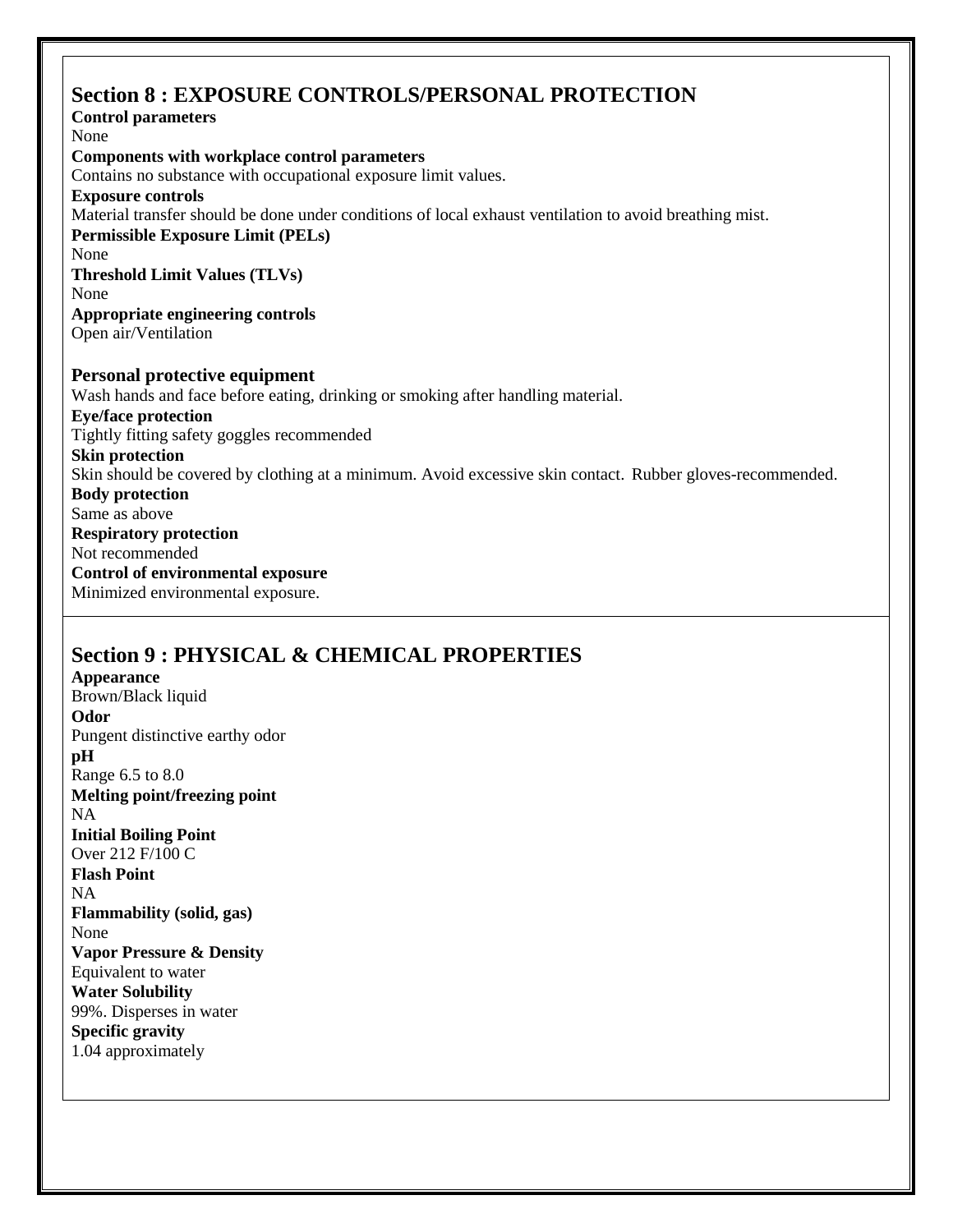## Section 8 : EXPOSURE CONTROLS/PERSONAL PROTECTION

**Control parameters**

None

**Components with workplace control parameters**

Contains no substance with occupational exposure limit values.

**Exposure controls**

Material transfer should be done under conditions of local exhaust ventilation to avoid breathing mist.

**Permissible Exposure Limit (PELs)**

None

**Threshold Limit Values (TLVs)**

None

**Appropriate engineering controls**

Open air/Ventilation

**Personal protective equipment**

Wash hands and face before eating, drinking or smoking after handling material.

**Eye/face protection**

Tightly fitting safety goggles recommended

**Skin protection**

Skin should be covered by clothing at a minimum. Avoid excessive skin contact. Rubber gloves-recommended.

**Body protection**

Same as above

**Respiratory protection**

Not recommended

**Control of environmental exposure**

Minimized environmental exposure.

## Section 9 : PHYSICAL & CHEMICAL PROPERTIES

**Appearance**

Brown/Black liquid

**Odor**

Pungent distinctive earthy odor

**pH**

Range 6.5 to 8.0

**Melting point/freezing point**

NA

**Initial Boiling Point**

Over 212 F/100 C

**Flash Point**

NA

**Flammability (solid, gas)**

None

**Vapor Pressure & Density**

Equivalent to water

**Water Solubility**

99%. Disperses in water

**Specific gravity**

1.04 approximately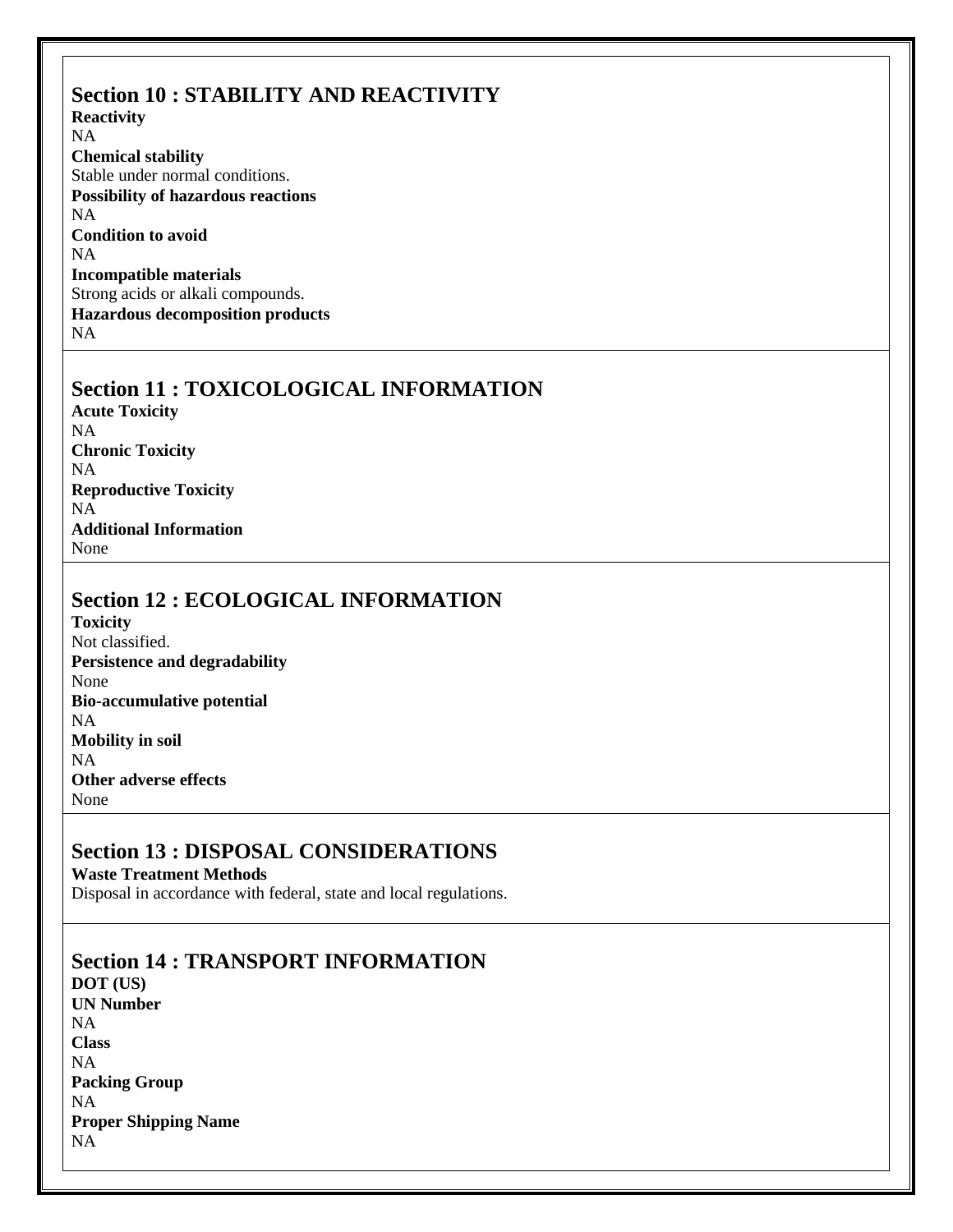## Section 10 : STABILITY AND REACTIVITY

**Reactivity**
NA

**Chemical stability**
Stable under normal conditions.

**Possibility of hazardous reactions**
NA

**Condition to avoid**
NA

**Incompatible materials**
Strong acids or alkali compounds.

**Hazardous decomposition products**
NA

## Section 11 : TOXICOLOGICAL INFORMATION

**Acute Toxicity**
NA

**Chronic Toxicity**
NA

**Reproductive Toxicity**
NA

**Additional Information**
None

## Section 12 : ECOLOGICAL INFORMATION

**Toxicity**
Not classified.

**Persistence and degradability**
None

**Bio-accumulative potential**
NA

**Mobility in soil**
NA

**Other adverse effects**
None

## Section 13 : DISPOSAL CONSIDERATIONS

**Waste Treatment Methods**
Disposal in accordance with federal, state and local regulations.

## Section 14 : TRANSPORT INFORMATION

**DOT (US)**

**UN Number**
NA

**Class**
NA

**Packing Group**
NA

**Proper Shipping Name**
NA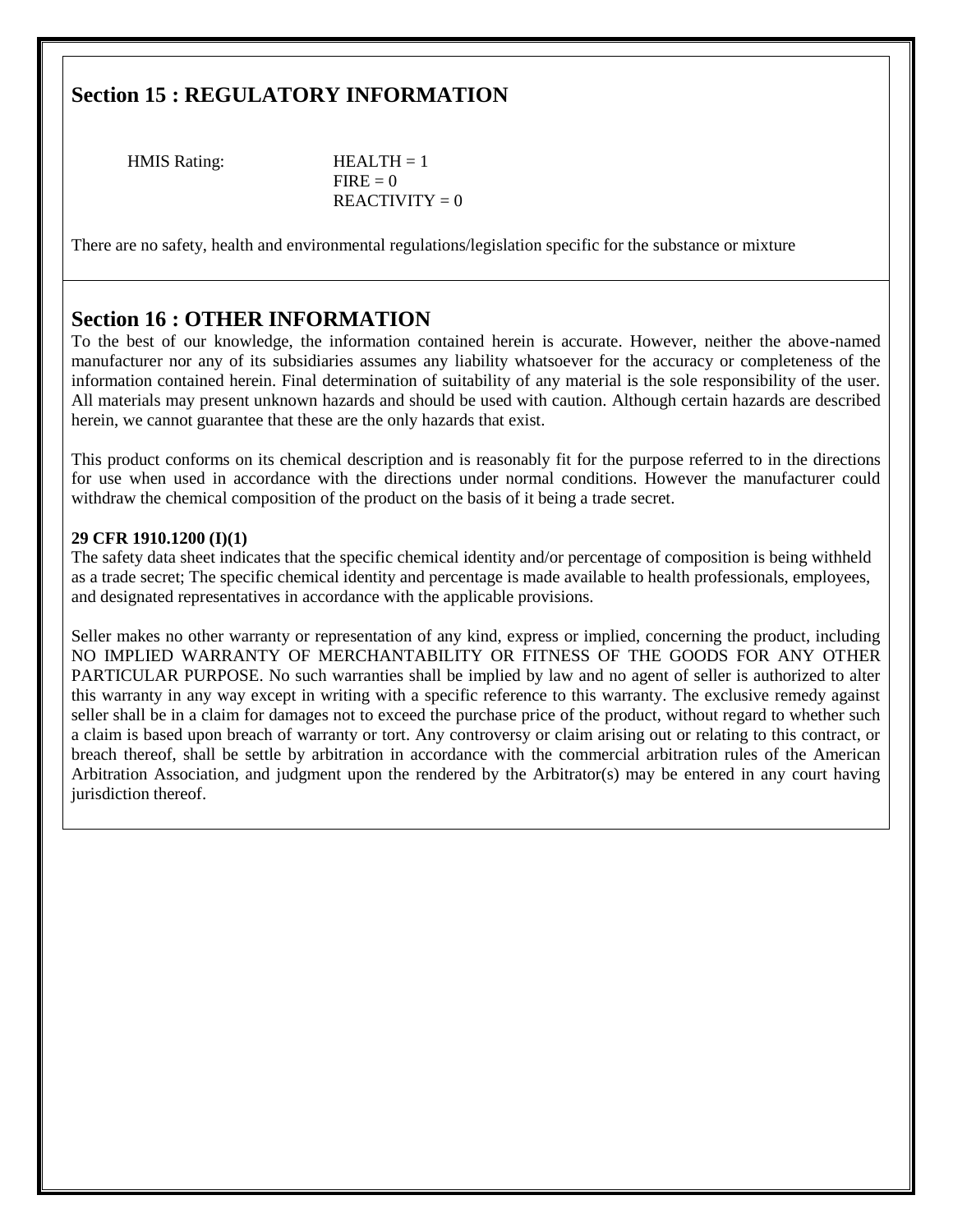## Section 15 : REGULATORY INFORMATION

HMIS Rating: HEALTH = 1
FIRE = 0
REACTIVITY = 0

There are no safety, health and environmental regulations/legislation specific for the substance or mixture

## Section 16 : OTHER INFORMATION

To the best of our knowledge, the information contained herein is accurate. However, neither the above-named manufacturer nor any of its subsidiaries assumes any liability whatsoever for the accuracy or completeness of the information contained herein. Final determination of suitability of any material is the sole responsibility of the user. All materials may present unknown hazards and should be used with caution. Although certain hazards are described herein, we cannot guarantee that these are the only hazards that exist.

This product conforms on its chemical description and is reasonably fit for the purpose referred to in the directions for use when used in accordance with the directions under normal conditions. However the manufacturer could withdraw the chemical composition of the product on the basis of it being a trade secret.

**29 CFR 1910.1200 (I)(1)**

The safety data sheet indicates that the specific chemical identity and/or percentage of composition is being withheld as a trade secret; The specific chemical identity and percentage is made available to health professionals, employees, and designated representatives in accordance with the applicable provisions.

Seller makes no other warranty or representation of any kind, express or implied, concerning the product, including NO IMPLIED WARRANTY OF MERCHANTABILITY OR FITNESS OF THE GOODS FOR ANY OTHER PARTICULAR PURPOSE. No such warranties shall be implied by law and no agent of seller is authorized to alter this warranty in any way except in writing with a specific reference to this warranty. The exclusive remedy against seller shall be in a claim for damages not to exceed the purchase price of the product, without regard to whether such a claim is based upon breach of warranty or tort. Any controversy or claim arising out or relating to this contract, or breach thereof, shall be settle by arbitration in accordance with the commercial arbitration rules of the American Arbitration Association, and judgment upon the rendered by the Arbitrator(s) may be entered in any court having jurisdiction thereof.